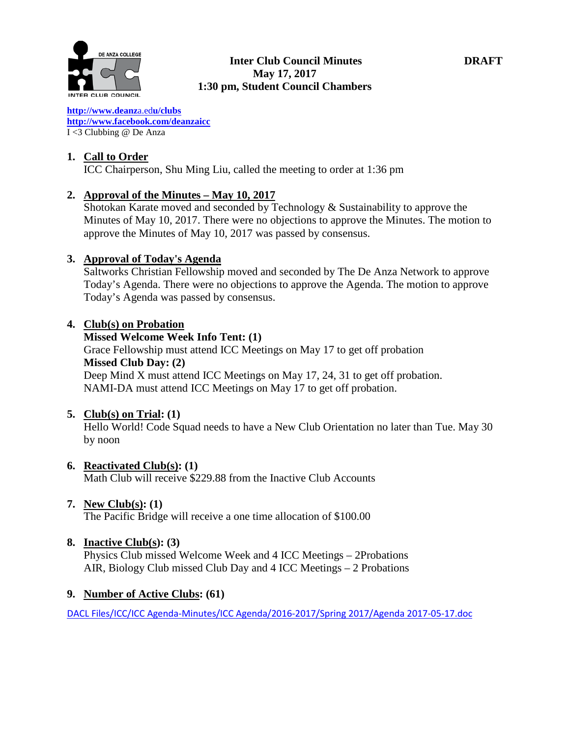**Inter Club Council Minutes** **DRAFT**
**May 17, 2017**
**1:30 pm, Student Council Chambers**

http://www.deanza.edu/clubs
http://www.facebook.com/deanzaicc
I <3 Clubbing @ De Anza

1. **Call to Order**
   ICC Chairperson, Shu Ming Liu, called the meeting to order at 1:36 pm

2. **Approval of the Minutes – May 10, 2017**
   Shotokan Karate moved and seconded by Technology & Sustainability to approve the Minutes of May 10, 2017. There were no objections to approve the Minutes. The motion to approve the Minutes of May 10, 2017 was passed by consensus.

3. **Approval of Today's Agenda**
   Saltworks Christian Fellowship moved and seconded by The De Anza Network to approve Today's Agenda. There were no objections to approve the Agenda. The motion to approve Today's Agenda was passed by consensus.

4. **Club(s) on Probation**
   **Missed Welcome Week Info Tent: (1)**
   Grace Fellowship must attend ICC Meetings on May 17 to get off probation
   **Missed Club Day: (2)**
   Deep Mind X must attend ICC Meetings on May 17, 24, 31 to get off probation.
   NAMI-DA must attend ICC Meetings on May 17 to get off probation.

5. **Club(s) on Trial: (1)**
   Hello World! Code Squad needs to have a New Club Orientation no later than Tue. May 30 by noon

6. **Reactivated Club(s): (1)**
   Math Club will receive $229.88 from the Inactive Club Accounts

7. **New Club(s): (1)**
   The Pacific Bridge will receive a one time allocation of $100.00

8. **Inactive Club(s): (3)**
   Physics Club missed Welcome Week and 4 ICC Meetings – 2Probations
   AIR, Biology Club missed Club Day and 4 ICC Meetings – 2 Probations

9. **Number of Active Clubs: (61)**

DACL Files/ICC/ICC Agenda-Minutes/ICC Agenda/2016-2017/Spring 2017/Agenda 2017-05-17.doc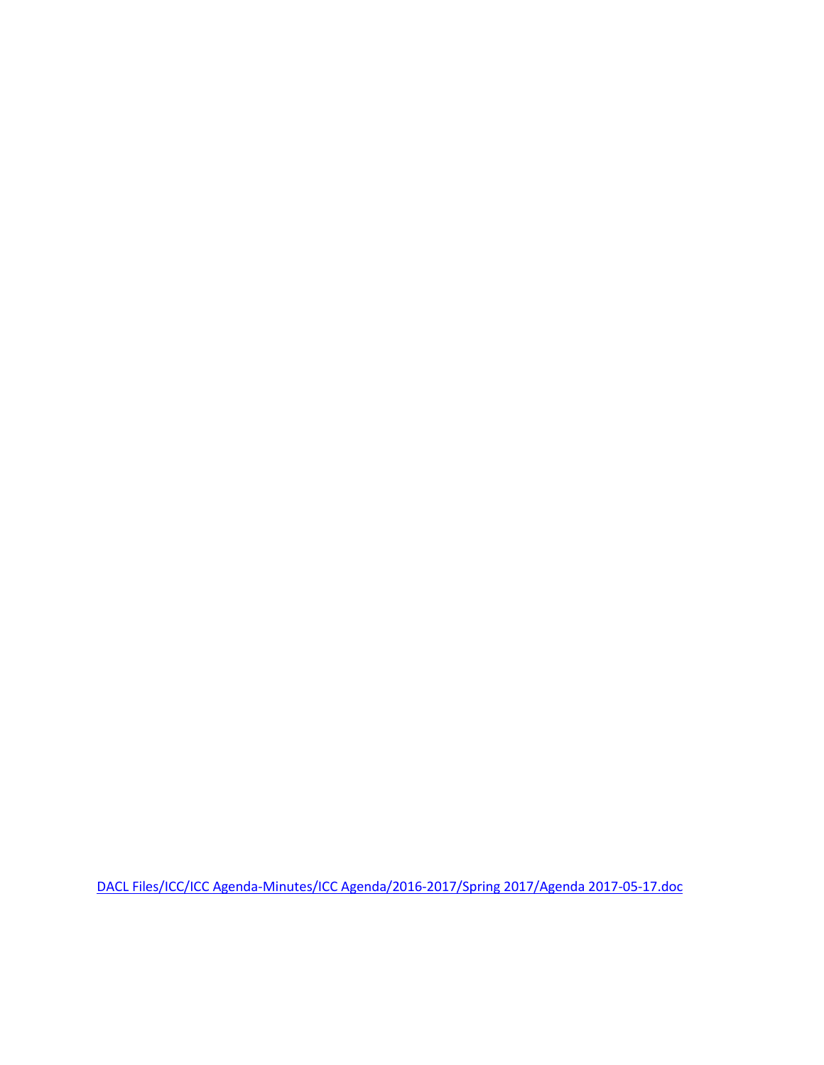DACL Files/ICC/ICC Agenda-Minutes/ICC Agenda/2016-2017/Spring 2017/Agenda 2017-05-17.doc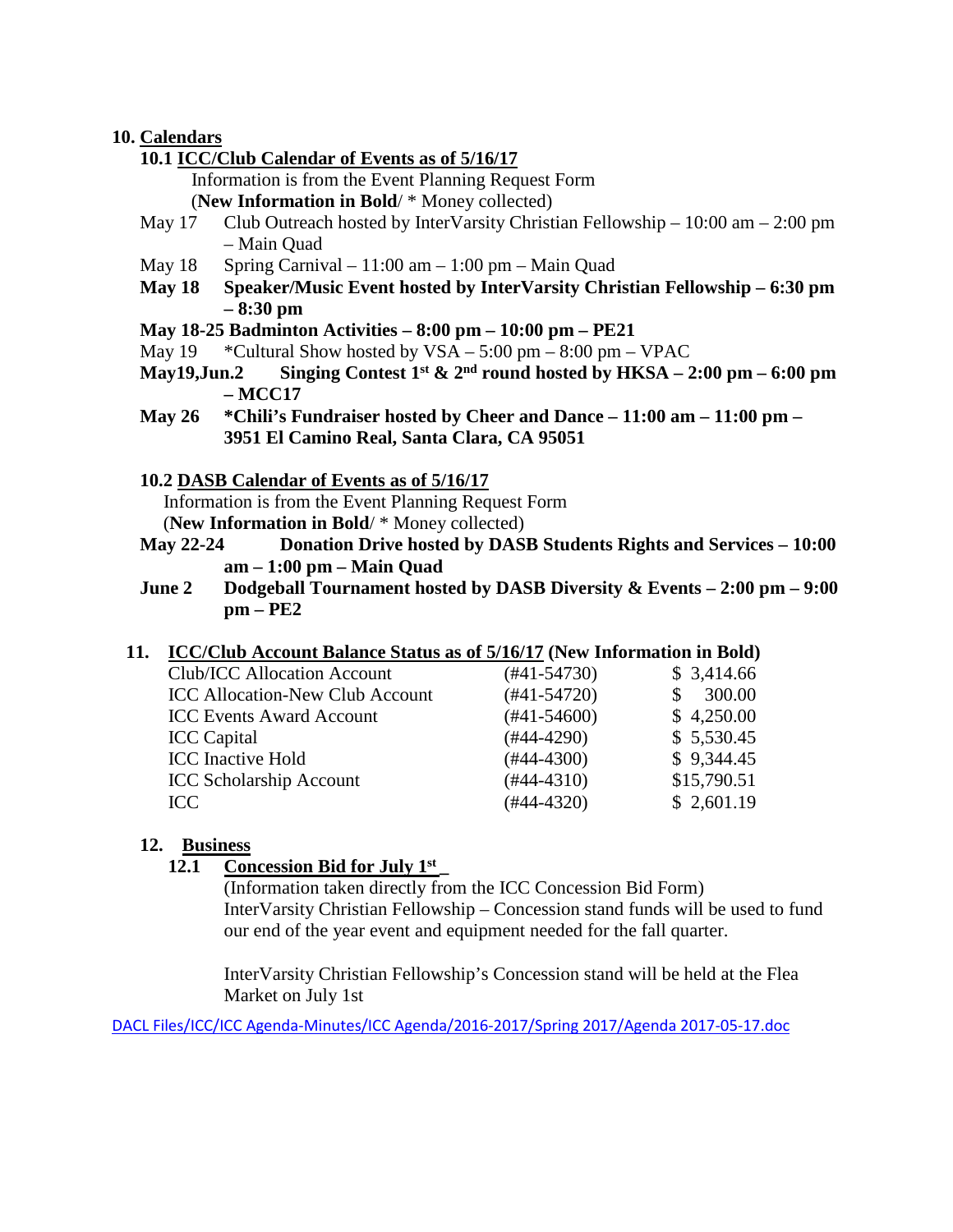## 10. Calendars

### 10.1 ICC/Club Calendar of Events as of 5/16/17

Information is from the Event Planning Request Form
(**New Information in Bold**/ * Money collected)

- May 17 Club Outreach hosted by InterVarsity Christian Fellowship – 10:00 am – 2:00 pm – Main Quad
- May 18 Spring Carnival – 11:00 am – 1:00 pm – Main Quad
- **May 18 Speaker/Music Event hosted by InterVarsity Christian Fellowship – 6:30 pm – 8:30 pm**
- **May 18-25 Badminton Activities – 8:00 pm – 10:00 pm – PE21**
- May 19 *Cultural Show hosted by VSA – 5:00 pm – 8:00 pm – VPAC
- **May19,Jun.2 Singing Contest 1st & 2nd round hosted by HKSA – 2:00 pm – 6:00 pm – MCC17**
- **May 26 *Chili's Fundraiser hosted by Cheer and Dance – 11:00 am – 11:00 pm – 3951 El Camino Real, Santa Clara, CA 95051**

### 10.2 DASB Calendar of Events as of 5/16/17

Information is from the Event Planning Request Form
(**New Information in Bold**/ * Money collected)

- **May 22-24 Donation Drive hosted by DASB Students Rights and Services – 10:00 am – 1:00 pm – Main Quad**
- **June 2 Dodgeball Tournament hosted by DASB Diversity & Events – 2:00 pm – 9:00 pm – PE2**

## 11. ICC/Club Account Balance Status as of 5/16/17 (New Information in Bold)

| Account | Number | Balance |
|---|---|---|
| Club/ICC Allocation Account | (#41-54730) | $ 3,414.66 |
| ICC Allocation-New Club Account | (#41-54720) | $ 300.00 |
| ICC Events Award Account | (#41-54600) | $ 4,250.00 |
| ICC Capital | (#44-4290) | $ 5,530.45 |
| ICC Inactive Hold | (#44-4300) | $ 9,344.45 |
| ICC Scholarship Account | (#44-4310) | $15,790.51 |
| ICC | (#44-4320) | $ 2,601.19 |

## 12. Business

### 12.1 Concession Bid for July 1st

(Information taken directly from the ICC Concession Bid Form)
InterVarsity Christian Fellowship – Concession stand funds will be used to fund our end of the year event and equipment needed for the fall quarter.

InterVarsity Christian Fellowship's Concession stand will be held at the Flea Market on July 1st

DACL Files/ICC/ICC Agenda-Minutes/ICC Agenda/2016-2017/Spring 2017/Agenda 2017-05-17.doc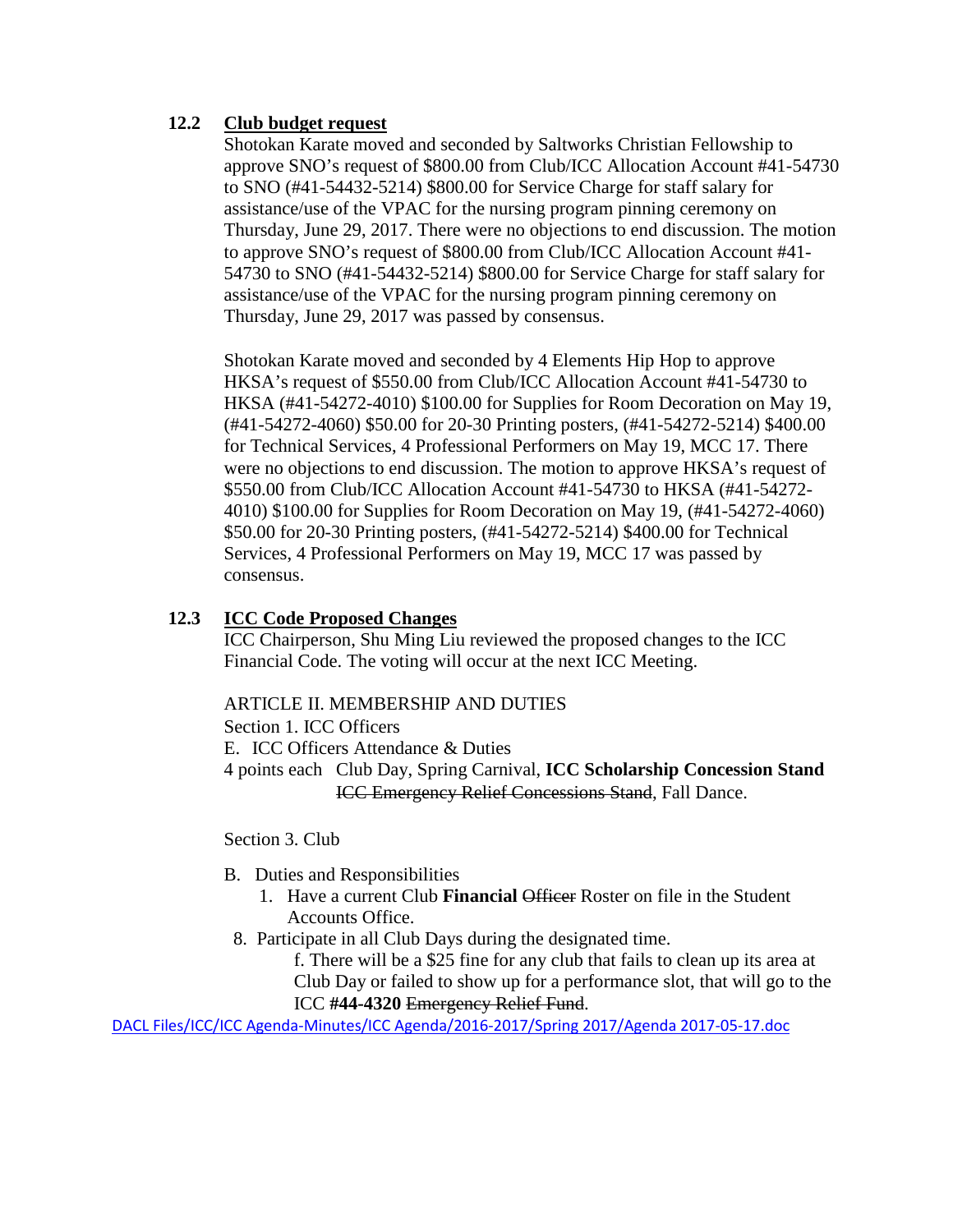### 12.2 Club budget request

Shotokan Karate moved and seconded by Saltworks Christian Fellowship to approve SNO's request of $800.00 from Club/ICC Allocation Account #41-54730 to SNO (#41-54432-5214) $800.00 for Service Charge for staff salary for assistance/use of the VPAC for the nursing program pinning ceremony on Thursday, June 29, 2017. There were no objections to end discussion. The motion to approve SNO's request of $800.00 from Club/ICC Allocation Account #41-54730 to SNO (#41-54432-5214) $800.00 for Service Charge for staff salary for assistance/use of the VPAC for the nursing program pinning ceremony on Thursday, June 29, 2017 was passed by consensus.

Shotokan Karate moved and seconded by 4 Elements Hip Hop to approve HKSA's request of $550.00 from Club/ICC Allocation Account #41-54730 to HKSA (#41-54272-4010) $100.00 for Supplies for Room Decoration on May 19, (#41-54272-4060) $50.00 for 20-30 Printing posters, (#41-54272-5214) $400.00 for Technical Services, 4 Professional Performers on May 19, MCC 17. There were no objections to end discussion. The motion to approve HKSA's request of $550.00 from Club/ICC Allocation Account #41-54730 to HKSA (#41-54272-4010) $100.00 for Supplies for Room Decoration on May 19, (#41-54272-4060) $50.00 for 20-30 Printing posters, (#41-54272-5214) $400.00 for Technical Services, 4 Professional Performers on May 19, MCC 17 was passed by consensus.

### 12.3 ICC Code Proposed Changes

ICC Chairperson, Shu Ming Liu reviewed the proposed changes to the ICC Financial Code. The voting will occur at the next ICC Meeting.

ARTICLE II. MEMBERSHIP AND DUTIES

Section 1. ICC Officers

E. ICC Officers Attendance & Duties

4 points each Club Day, Spring Carnival, **ICC Scholarship Concession Stand** ~~ICC Emergency Relief Concessions Stand~~, Fall Dance.

Section 3. Club

B. Duties and Responsibilities

1. Have a current Club **Financial** ~~Officer~~ Roster on file in the Student Accounts Office.

8. Participate in all Club Days during the designated time.

   f. There will be a $25 fine for any club that fails to clean up its area at Club Day or failed to show up for a performance slot, that will go to the ICC **#44-4320** ~~Emergency Relief Fund~~.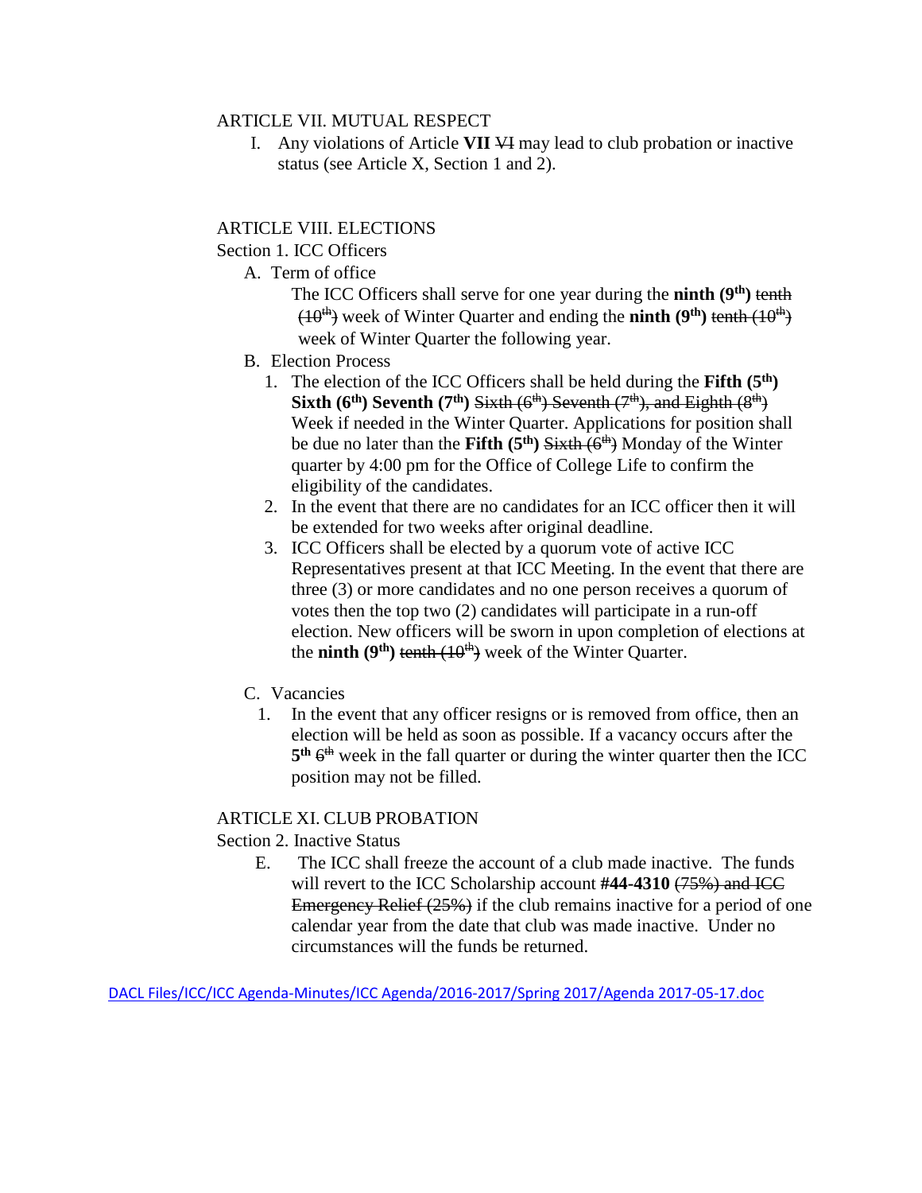ARTICLE VII. MUTUAL RESPECT

I. Any violations of Article **VII** ~~VI~~ may lead to club probation or inactive status (see Article X, Section 1 and 2).

ARTICLE VIII. ELECTIONS

Section 1. ICC Officers

A. Term of office

The ICC Officers shall serve for one year during the **ninth (9th)** ~~tenth (10th)~~ week of Winter Quarter and ending the **ninth (9th)** ~~tenth (10th)~~ week of Winter Quarter the following year.

B. Election Process

1. The election of the ICC Officers shall be held during the **Fifth (5th) Sixth (6th) Seventh (7th)** ~~Sixth (6th) Seventh (7th), and Eighth (8th)~~ Week if needed in the Winter Quarter. Applications for position shall be due no later than the **Fifth (5th)** ~~Sixth (6th)~~ Monday of the Winter quarter by 4:00 pm for the Office of College Life to confirm the eligibility of the candidates.
2. In the event that there are no candidates for an ICC officer then it will be extended for two weeks after original deadline.
3. ICC Officers shall be elected by a quorum vote of active ICC Representatives present at that ICC Meeting. In the event that there are three (3) or more candidates and no one person receives a quorum of votes then the top two (2) candidates will participate in a run-off election. New officers will be sworn in upon completion of elections at the **ninth (9th)** ~~tenth (10th)~~ week of the Winter Quarter.

C. Vacancies

1. In the event that any officer resigns or is removed from office, then an election will be held as soon as possible. If a vacancy occurs after the **5th** ~~6th~~ week in the fall quarter or during the winter quarter then the ICC position may not be filled.

ARTICLE XI. CLUB PROBATION

Section 2. Inactive Status

E. The ICC shall freeze the account of a club made inactive. The funds will revert to the ICC Scholarship account **#44-4310** ~~(75%) and ICC Emergency Relief (25%)~~ if the club remains inactive for a period of one calendar year from the date that club was made inactive. Under no circumstances will the funds be returned.

DACL Files/ICC/ICC Agenda-Minutes/ICC Agenda/2016-2017/Spring 2017/Agenda 2017-05-17.doc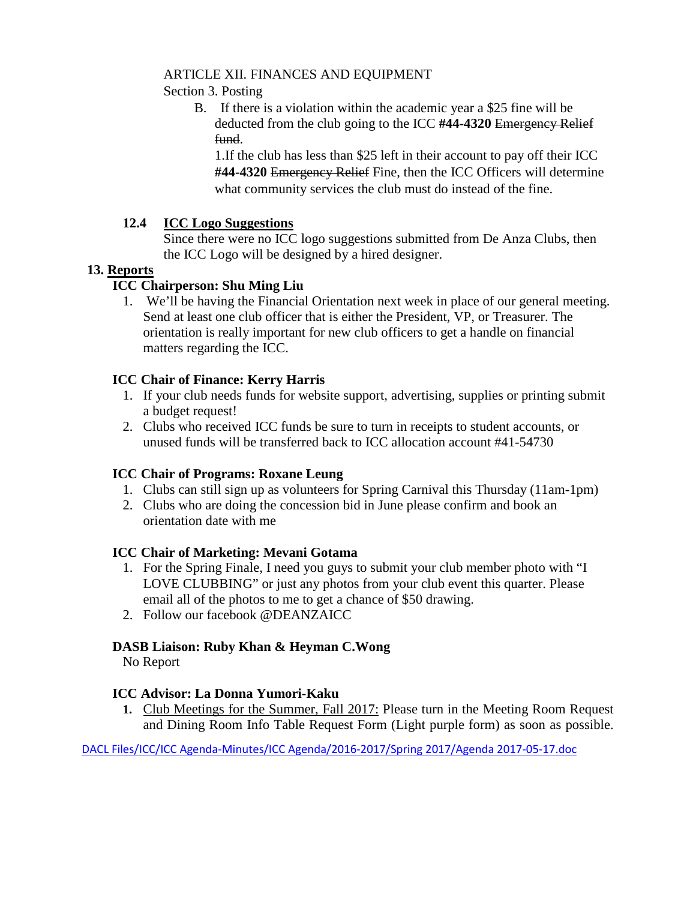ARTICLE XII. FINANCES AND EQUIPMENT

Section 3. Posting

B. If there is a violation within the academic year a $25 fine will be deducted from the club going to the ICC **#44-4320** ~~Emergency Relief fund~~.

1.If the club has less than $25 left in their account to pay off their ICC **#44-4320** ~~Emergency Relief~~ Fine, then the ICC Officers will determine what community services the club must do instead of the fine.

**12.4 ICC Logo Suggestions**

Since there were no ICC logo suggestions submitted from De Anza Clubs, then the ICC Logo will be designed by a hired designer.

**13. Reports**

**ICC Chairperson: Shu Ming Liu**

1. We'll be having the Financial Orientation next week in place of our general meeting. Send at least one club officer that is either the President, VP, or Treasurer. The orientation is really important for new club officers to get a handle on financial matters regarding the ICC.

**ICC Chair of Finance: Kerry Harris**

1. If your club needs funds for website support, advertising, supplies or printing submit a budget request!
2. Clubs who received ICC funds be sure to turn in receipts to student accounts, or unused funds will be transferred back to ICC allocation account #41-54730

**ICC Chair of Programs: Roxane Leung**

1. Clubs can still sign up as volunteers for Spring Carnival this Thursday (11am-1pm)
2. Clubs who are doing the concession bid in June please confirm and book an orientation date with me

**ICC Chair of Marketing: Mevani Gotama**

1. For the Spring Finale, I need you guys to submit your club member photo with "I LOVE CLUBBING" or just any photos from your club event this quarter. Please email all of the photos to me to get a chance of $50 drawing.
2. Follow our facebook @DEANZAICC

**DASB Liaison: Ruby Khan & Heyman C.Wong**

No Report

**ICC Advisor: La Donna Yumori-Kaku**

1. Club Meetings for the Summer, Fall 2017: Please turn in the Meeting Room Request and Dining Room Info Table Request Form (Light purple form) as soon as possible.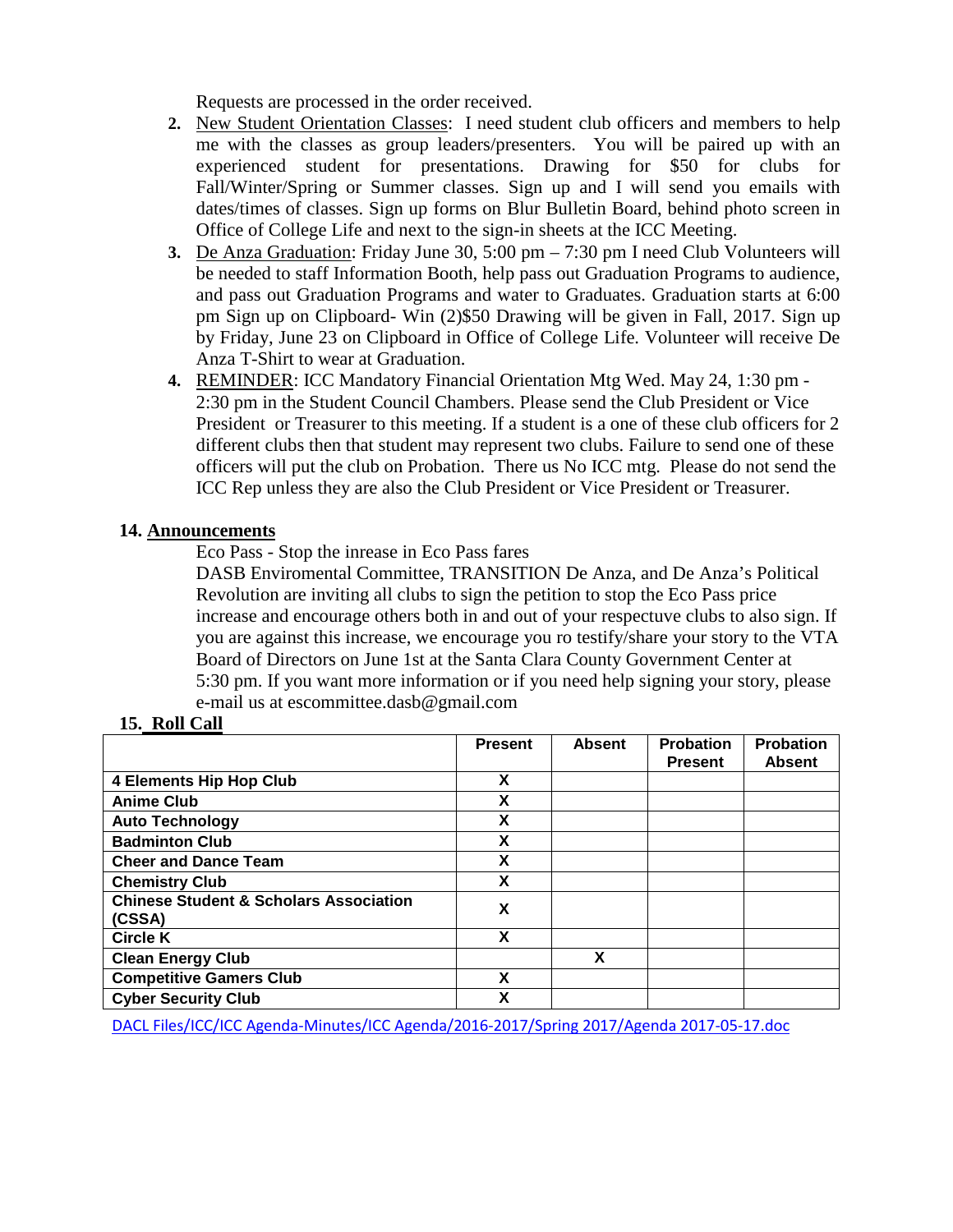Requests are processed in the order received.

2. New Student Orientation Classes: I need student club officers and members to help me with the classes as group leaders/presenters. You will be paired up with an experienced student for presentations. Drawing for $50 for clubs for Fall/Winter/Spring or Summer classes. Sign up and I will send you emails with dates/times of classes. Sign up forms on Blur Bulletin Board, behind photo screen in Office of College Life and next to the sign-in sheets at the ICC Meeting.
3. De Anza Graduation: Friday June 30, 5:00 pm – 7:30 pm I need Club Volunteers will be needed to staff Information Booth, help pass out Graduation Programs to audience, and pass out Graduation Programs and water to Graduates. Graduation starts at 6:00 pm Sign up on Clipboard- Win (2)$50 Drawing will be given in Fall, 2017. Sign up by Friday, June 23 on Clipboard in Office of College Life. Volunteer will receive De Anza T-Shirt to wear at Graduation.
4. REMINDER: ICC Mandatory Financial Orientation Mtg Wed. May 24, 1:30 pm - 2:30 pm in the Student Council Chambers. Please send the Club President or Vice President or Treasurer to this meeting. If a student is a one of these club officers for 2 different clubs then that student may represent two clubs. Failure to send one of these officers will put the club on Probation. There us No ICC mtg. Please do not send the ICC Rep unless they are also the Club President or Vice President or Treasurer.

## 14. Announcements

Eco Pass - Stop the inrease in Eco Pass fares

DASB Enviromental Committee, TRANSITION De Anza, and De Anza's Political Revolution are inviting all clubs to sign the petition to stop the Eco Pass price increase and encourage others both in and out of your respectuve clubs to also sign. If you are against this increase, we encourage you ro testify/share your story to the VTA Board of Directors on June 1st at the Santa Clara County Government Center at 5:30 pm. If you want more information or if you need help signing your story, please e-mail us at escommittee.dasb@gmail.com

## 15. Roll Call

| | Present | Absent | Probation Present | Probation Absent |
|---|---|---|---|---|
| **4 Elements Hip Hop Club** | X | | | |
| **Anime Club** | X | | | |
| **Auto Technology** | X | | | |
| **Badminton Club** | X | | | |
| **Cheer and Dance Team** | X | | | |
| **Chemistry Club** | X | | | |
| **Chinese Student & Scholars Association (CSSA)** | X | | | |
| **Circle K** | X | | | |
| **Clean Energy Club** | | X | | |
| **Competitive Gamers Club** | X | | | |
| **Cyber Security Club** | X | | | |

DACL Files/ICC/ICC Agenda-Minutes/ICC Agenda/2016-2017/Spring 2017/Agenda 2017-05-17.doc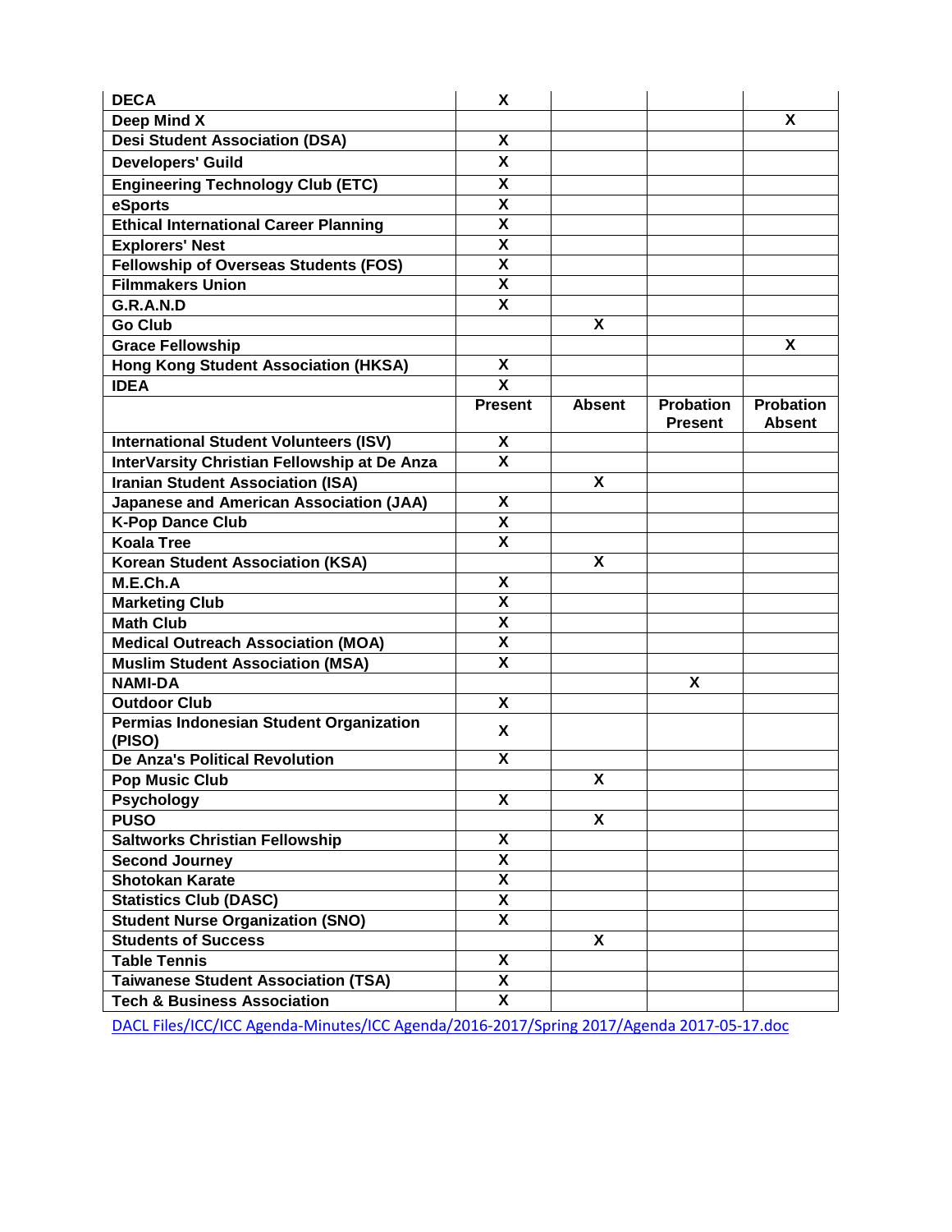| | | | | |
|---|---|---|---|---|
| **DECA** | X | | | |
| **Deep Mind X** | | | | X |
| **Desi Student Association (DSA)** | X | | | |
| **Developers' Guild** | X | | | |
| **Engineering Technology Club (ETC)** | X | | | |
| **eSports** | X | | | |
| **Ethical International Career Planning** | X | | | |
| **Explorers' Nest** | X | | | |
| **Fellowship of Overseas Students (FOS)** | X | | | |
| **Filmmakers Union** | X | | | |
| **G.R.A.N.D** | X | | | |
| **Go Club** | | X | | |
| **Grace Fellowship** | | | | X |
| **Hong Kong Student Association (HKSA)** | X | | | |
| **IDEA** | X | | | |
| | **Present** | **Absent** | **Probation Present** | **Probation Absent** |
| **International Student Volunteers (ISV)** | X | | | |
| **InterVarsity Christian Fellowship at De Anza** | X | | | |
| **Iranian Student Association (ISA)** | | X | | |
| **Japanese and American Association (JAA)** | X | | | |
| **K-Pop Dance Club** | X | | | |
| **Koala Tree** | X | | | |
| **Korean Student Association (KSA)** | | X | | |
| **M.E.Ch.A** | X | | | |
| **Marketing Club** | X | | | |
| **Math Club** | X | | | |
| **Medical Outreach Association (MOA)** | X | | | |
| **Muslim Student Association (MSA)** | X | | | |
| **NAMI-DA** | | | X | |
| **Outdoor Club** | X | | | |
| **Permias Indonesian Student Organization (PISO)** | X | | | |
| **De Anza's Political Revolution** | X | | | |
| **Pop Music Club** | | X | | |
| **Psychology** | X | | | |
| **PUSO** | | X | | |
| **Saltworks Christian Fellowship** | X | | | |
| **Second Journey** | X | | | |
| **Shotokan Karate** | X | | | |
| **Statistics Club (DASC)** | X | | | |
| **Student Nurse Organization (SNO)** | X | | | |
| **Students of Success** | | X | | |
| **Table Tennis** | X | | | |
| **Taiwanese Student Association (TSA)** | X | | | |
| **Tech & Business Association** | X | | | |

DACL Files/ICC/ICC Agenda-Minutes/ICC Agenda/2016-2017/Spring 2017/Agenda 2017-05-17.doc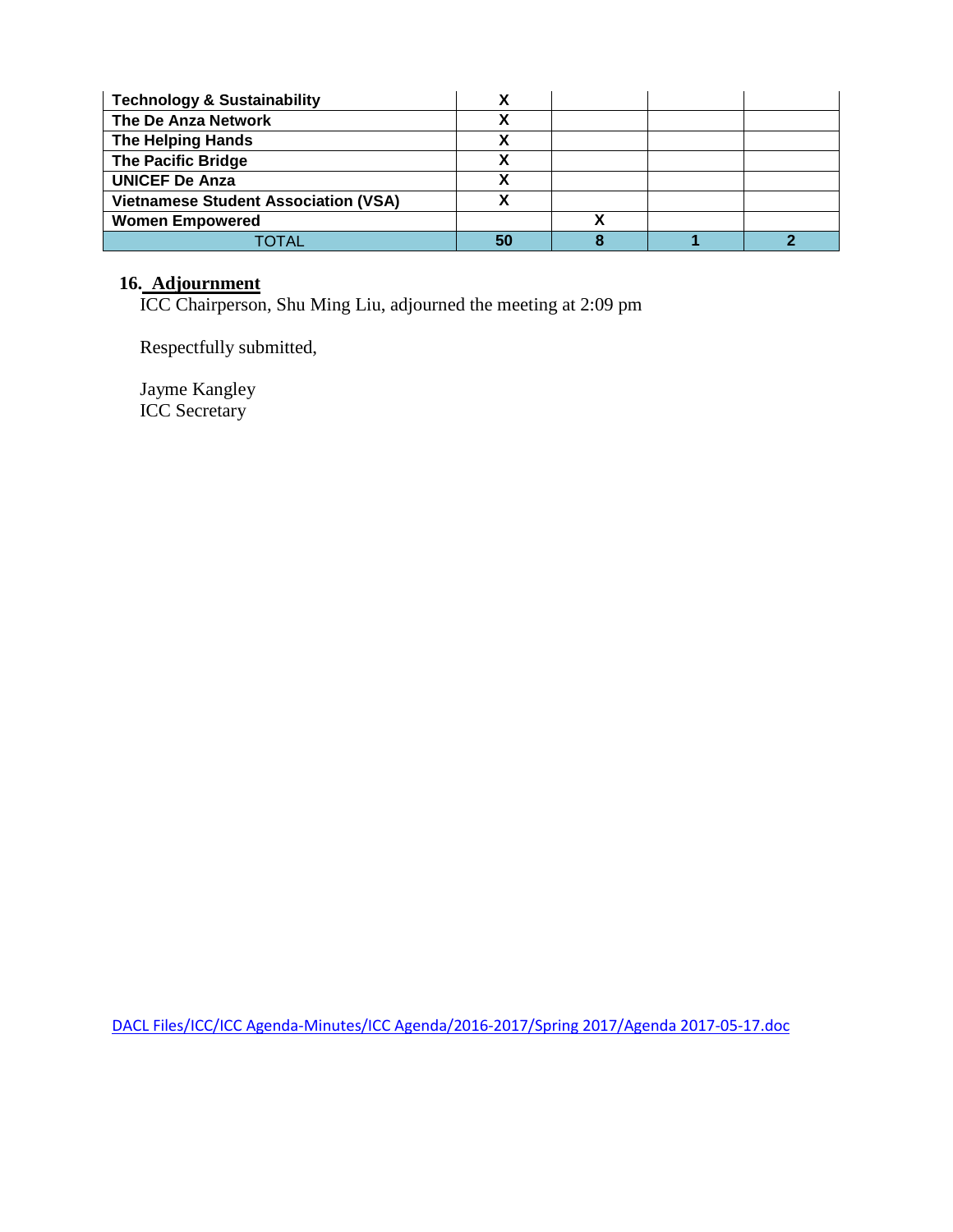| | | | | |
|---|---|---|---|---|
| **Technology & Sustainability** | **X** | | | |
| **The De Anza Network** | **X** | | | |
| **The Helping Hands** | **X** | | | |
| **The Pacific Bridge** | **X** | | | |
| **UNICEF De Anza** | **X** | | | |
| **Vietnamese Student Association (VSA)** | **X** | | | |
| **Women Empowered** | | **X** | | |
| TOTAL | **50** | **8** | **1** | **2** |

**16. Adjournment**

ICC Chairperson, Shu Ming Liu, adjourned the meeting at 2:09 pm

Respectfully submitted,

Jayme Kangley
ICC Secretary

DACL Files/ICC/ICC Agenda-Minutes/ICC Agenda/2016-2017/Spring 2017/Agenda 2017-05-17.doc